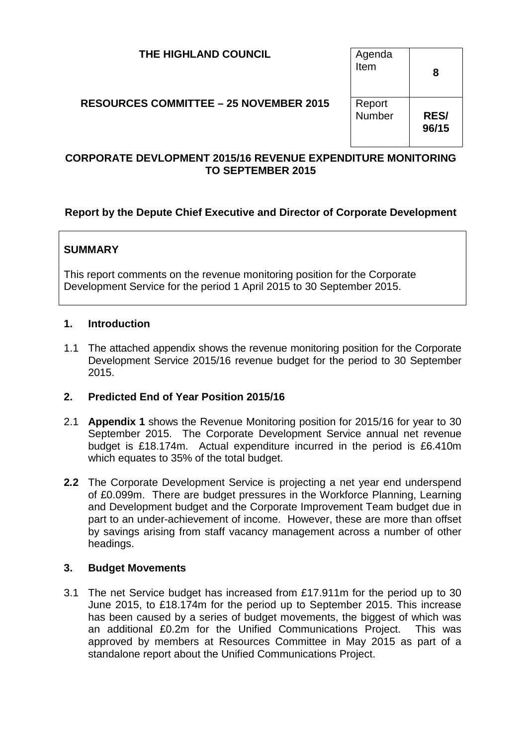**THE HIGHLAND COUNCIL**

**RESOURCES COMMITTEE – 25 NOVEMBER 2015**

| Agenda Item | **8** |
|---|---|
| Report Number | **RES/ 96/15** |

## CORPORATE DEVLOPMENT 2015/16 REVENUE EXPENDITURE MONITORING TO SEPTEMBER 2015

**Report by the Depute Chief Executive and Director of Corporate Development**

**SUMMARY**

This report comments on the revenue monitoring position for the Corporate Development Service for the period 1 April 2015 to 30 September 2015.

### 1. Introduction

1.1 The attached appendix shows the revenue monitoring position for the Corporate Development Service 2015/16 revenue budget for the period to 30 September 2015.

### 2. Predicted End of Year Position 2015/16

2.1 **Appendix 1** shows the Revenue Monitoring position for 2015/16 for year to 30 September 2015. The Corporate Development Service annual net revenue budget is £18.174m. Actual expenditure incurred in the period is £6.410m which equates to 35% of the total budget.

**2.2** The Corporate Development Service is projecting a net year end underspend of £0.099m. There are budget pressures in the Workforce Planning, Learning and Development budget and the Corporate Improvement Team budget due in part to an under-achievement of income. However, these are more than offset by savings arising from staff vacancy management across a number of other headings.

### 3. Budget Movements

3.1 The net Service budget has increased from £17.911m for the period up to 30 June 2015, to £18.174m for the period up to September 2015. This increase has been caused by a series of budget movements, the biggest of which was an additional £0.2m for the Unified Communications Project. This was approved by members at Resources Committee in May 2015 as part of a standalone report about the Unified Communications Project.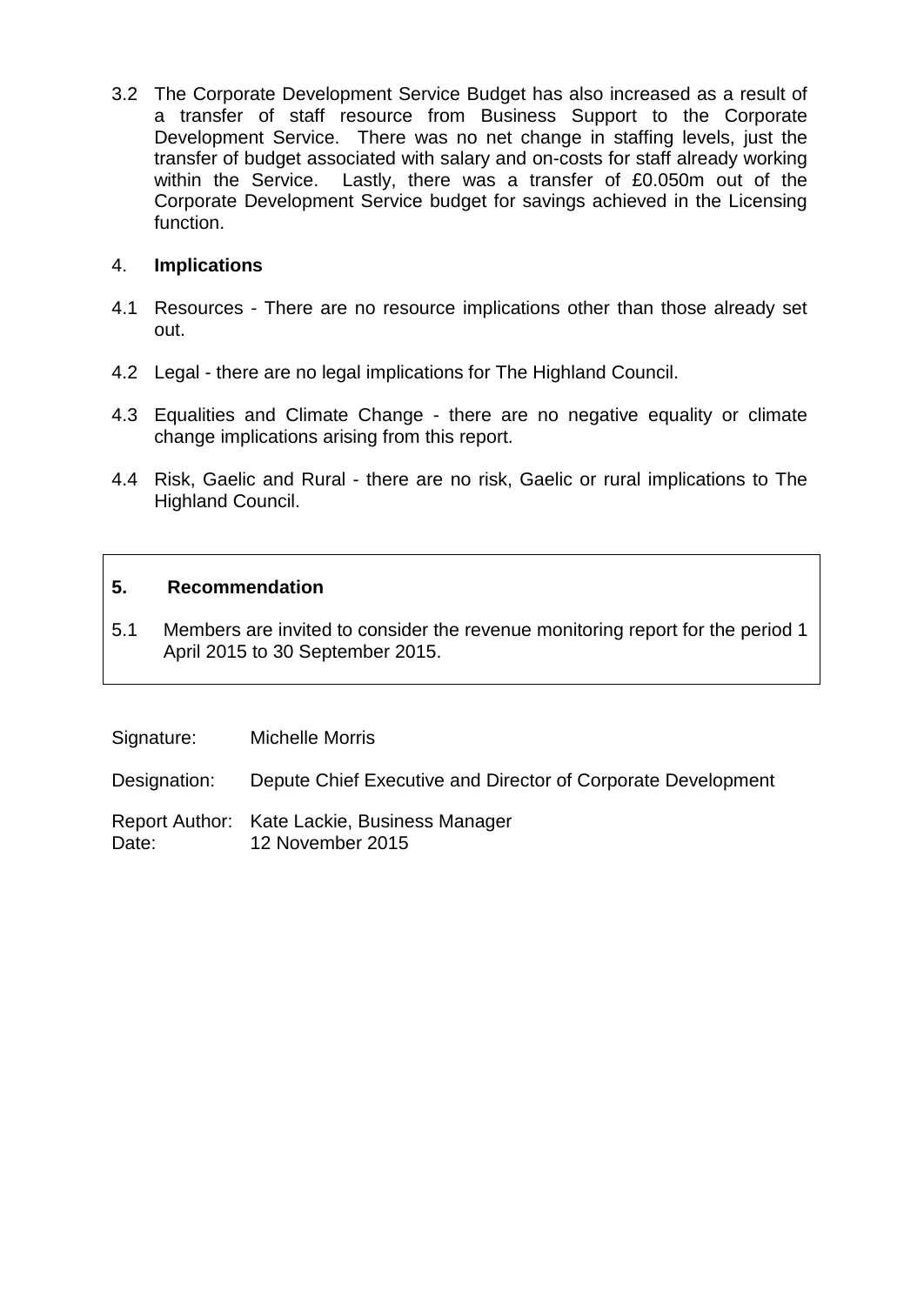3.2 The Corporate Development Service Budget has also increased as a result of a transfer of staff resource from Business Support to the Corporate Development Service. There was no net change in staffing levels, just the transfer of budget associated with salary and on-costs for staff already working within the Service. Lastly, there was a transfer of £0.050m out of the Corporate Development Service budget for savings achieved in the Licensing function.

## 4. Implications

4.1 Resources - There are no resource implications other than those already set out.

4.2 Legal - there are no legal implications for The Highland Council.

4.3 Equalities and Climate Change - there are no negative equality or climate change implications arising from this report.

4.4 Risk, Gaelic and Rural - there are no risk, Gaelic or rural implications to The Highland Council.

## 5. Recommendation

5.1 Members are invited to consider the revenue monitoring report for the period 1 April 2015 to 30 September 2015.

Signature: Michelle Morris

Designation: Depute Chief Executive and Director of Corporate Development

Report Author: Kate Lackie, Business Manager
Date: 12 November 2015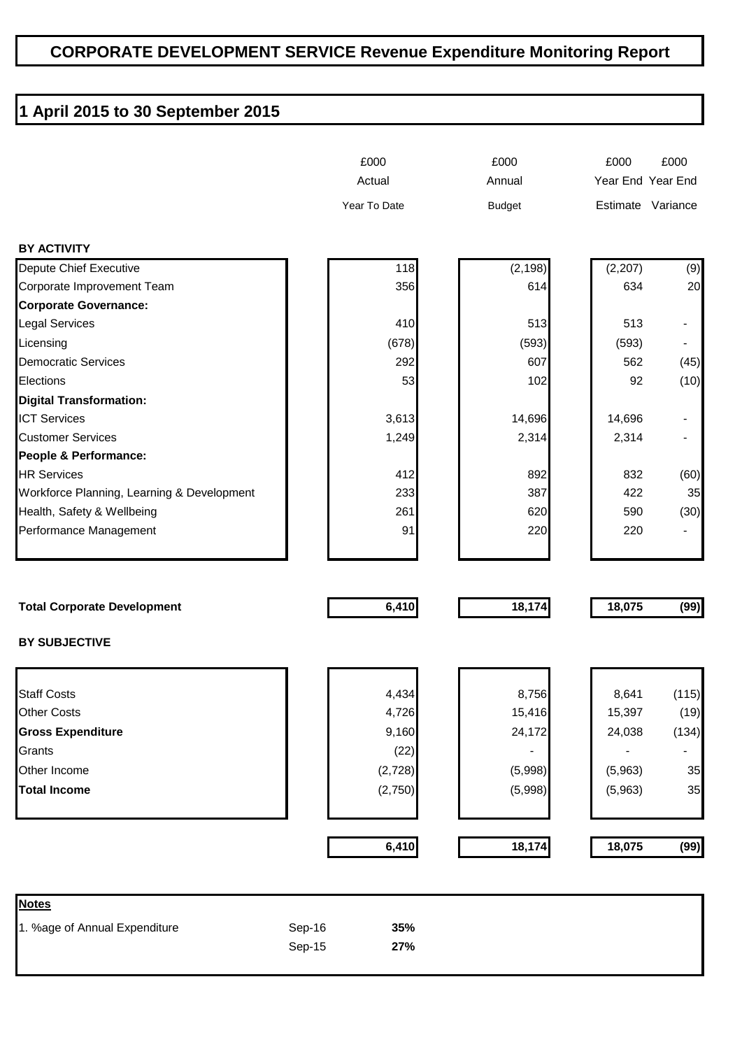# CORPORATE DEVELOPMENT SERVICE Revenue Expenditure Monitoring Report

## 1 April 2015 to 30 September 2015

| | £000 Actual Year To Date | £000 Annual Budget | £000 Year End Estimate | £000 Year End Variance |
|---|---|---|---|---|
| **BY ACTIVITY** | | | | |
| Depute Chief Executive | 118 | (2,198) | (2,207) | (9) |
| Corporate Improvement Team | 356 | 614 | 634 | 20 |
| **Corporate Governance:** | | | | |
| Legal Services | 410 | 513 | 513 | - |
| Licensing | (678) | (593) | (593) | - |
| Democratic Services | 292 | 607 | 562 | (45) |
| Elections | 53 | 102 | 92 | (10) |
| **Digital Transformation:** | | | | |
| ICT Services | 3,613 | 14,696 | 14,696 | - |
| Customer Services | 1,249 | 2,314 | 2,314 | - |
| **People & Performance:** | | | | |
| HR Services | 412 | 892 | 832 | (60) |
| Workforce Planning, Learning & Development | 233 | 387 | 422 | 35 |
| Health, Safety & Wellbeing | 261 | 620 | 590 | (30) |
| Performance Management | 91 | 220 | 220 | - |
| **Total Corporate Development** | **6,410** | **18,174** | **18,075** | **(99)** |
| **BY SUBJECTIVE** | | | | |
| Staff Costs | 4,434 | 8,756 | 8,641 | (115) |
| Other Costs | 4,726 | 15,416 | 15,397 | (19) |
| **Gross Expenditure** | 9,160 | 24,172 | 24,038 | (134) |
| Grants | (22) | - | - | - |
| Other Income | (2,728) | (5,998) | (5,963) | 35 |
| **Total Income** | (2,750) | (5,998) | (5,963) | 35 |
| | **6,410** | **18,174** | **18,075** | **(99)** |

**Notes**

| | | |
|---|---|---|
| 1. %age of Annual Expenditure | Sep-16 | **35%** |
| | Sep-15 | **27%** |